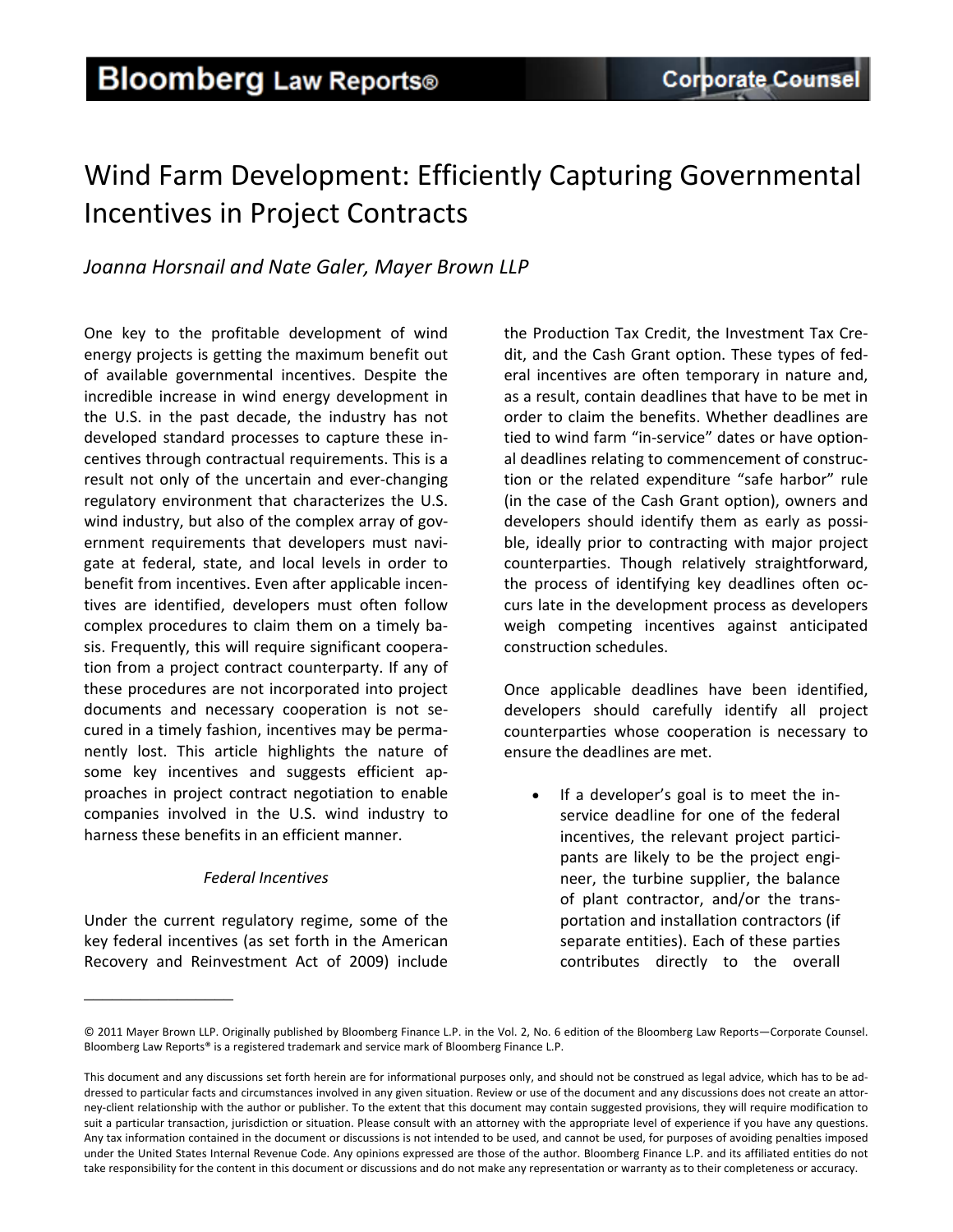# Wind Farm Development: Efficiently Capturing Governmental Incentives in Project Contracts

*Joanna Horsnail and Nate Galer, Mayer Brown LLP*

One key to the profitable development of wind energy projects is getting the maximum benefit out of available governmental incentives. Despite the incredible increase in wind energy development in the U.S. in the past decade, the industry has not developed standard processes to capture these incentives through contractual requirements. This is a result not only of the uncertain and ever-changing regulatory environment that characterizes the U.S. wind industry, but also of the complex array of government requirements that developers must navigate at federal, state, and local levels in order to benefit from incentives. Even after applicable incentives are identified, developers must often follow complex procedures to claim them on a timely basis. Frequently, this will require significant cooperation from a project contract counterparty. If any of these procedures are not incorporated into project documents and necessary cooperation is not secured in a timely fashion, incentives may be permanently lost. This article highlights the nature of some key incentives and suggests efficient approaches in project contract negotiation to enable companies involved in the U.S. wind industry to harness these benefits in an efficient manner.

*Federal Incentives*

Under the current regulatory regime, some of the key federal incentives (as set forth in the American Recovery and Reinvestment Act of 2009) include the Production Tax Credit, the Investment Tax Credit, and the Cash Grant option. These types of federal incentives are often temporary in nature and, as a result, contain deadlines that have to be met in order to claim the benefits. Whether deadlines are tied to wind farm "in-service" dates or have optional deadlines relating to commencement of construction or the related expenditure "safe harbor" rule (in the case of the Cash Grant option), owners and developers should identify them as early as possible, ideally prior to contracting with major project counterparties. Though relatively straightforward, the process of identifying key deadlines often occurs late in the development process as developers weigh competing incentives against anticipated construction schedules.

Once applicable deadlines have been identified, developers should carefully identify all project counterparties whose cooperation is necessary to ensure the deadlines are met.

- If a developer's goal is to meet the in-service deadline for one of the federal incentives, the relevant project participants are likely to be the project engineer, the turbine supplier, the balance of plant contractor, and/or the transportation and installation contractors (if separate entities). Each of these parties contributes directly to the overall

---

© 2011 Mayer Brown LLP. Originally published by Bloomberg Finance L.P. in the Vol. 2, No. 6 edition of the Bloomberg Law Reports—Corporate Counsel. Bloomberg Law Reports® is a registered trademark and service mark of Bloomberg Finance L.P.

This document and any discussions set forth herein are for informational purposes only, and should not be construed as legal advice, which has to be addressed to particular facts and circumstances involved in any given situation. Review or use of the document and any discussions does not create an attorney-client relationship with the author or publisher. To the extent that this document may contain suggested provisions, they will require modification to suit a particular transaction, jurisdiction or situation. Please consult with an attorney with the appropriate level of experience if you have any questions. Any tax information contained in the document or discussions is not intended to be used, and cannot be used, for purposes of avoiding penalties imposed under the United States Internal Revenue Code. Any opinions expressed are those of the author. Bloomberg Finance L.P. and its affiliated entities do not take responsibility for the content in this document or discussions and do not make any representation or warranty as to their completeness or accuracy.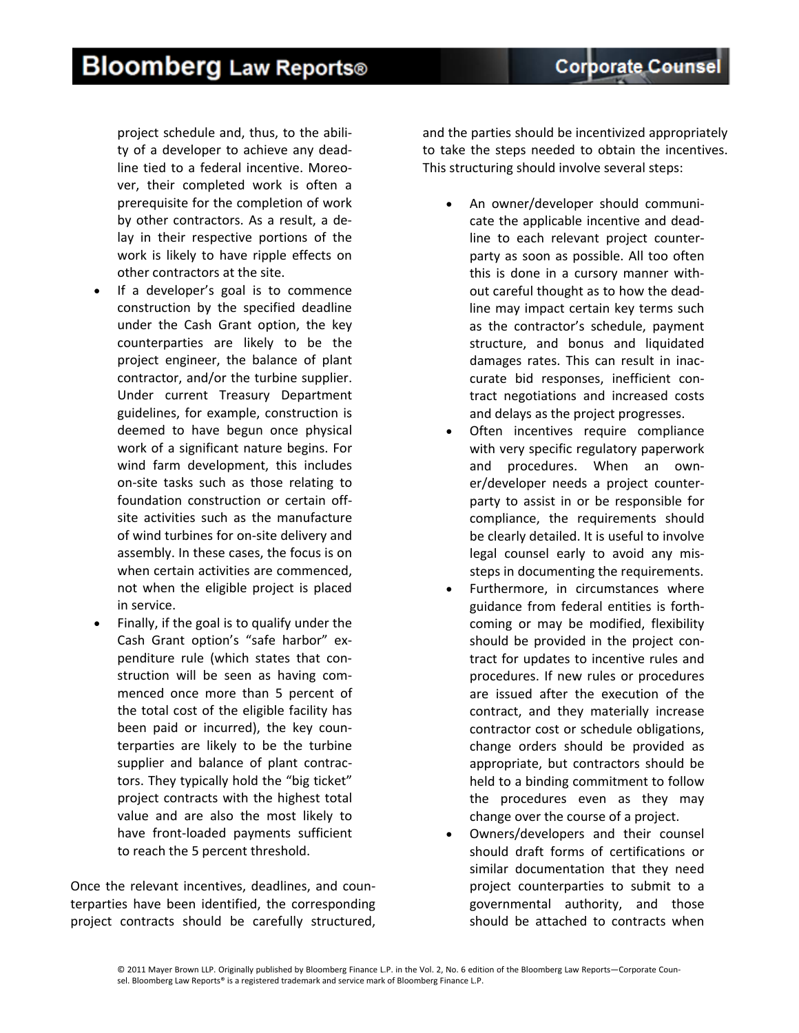project schedule and, thus, to the ability of a developer to achieve any deadline tied to a federal incentive. Moreover, their completed work is often a prerequisite for the completion of work by other contractors. As a result, a delay in their respective portions of the work is likely to have ripple effects on other contractors at the site.

- If a developer's goal is to commence construction by the specified deadline under the Cash Grant option, the key counterparties are likely to be the project engineer, the balance of plant contractor, and/or the turbine supplier. Under current Treasury Department guidelines, for example, construction is deemed to have begun once physical work of a significant nature begins. For wind farm development, this includes on-site tasks such as those relating to foundation construction or certain off-site activities such as the manufacture of wind turbines for on-site delivery and assembly. In these cases, the focus is on when certain activities are commenced, not when the eligible project is placed in service.
- Finally, if the goal is to qualify under the Cash Grant option's "safe harbor" expenditure rule (which states that construction will be seen as having commenced once more than 5 percent of the total cost of the eligible facility has been paid or incurred), the key counterparties are likely to be the turbine supplier and balance of plant contractors. They typically hold the "big ticket" project contracts with the highest total value and are also the most likely to have front-loaded payments sufficient to reach the 5 percent threshold.

Once the relevant incentives, deadlines, and counterparties have been identified, the corresponding project contracts should be carefully structured, and the parties should be incentivized appropriately to take the steps needed to obtain the incentives. This structuring should involve several steps:

- An owner/developer should communicate the applicable incentive and deadline to each relevant project counterparty as soon as possible. All too often this is done in a cursory manner without careful thought as to how the deadline may impact certain key terms such as the contractor's schedule, payment structure, and bonus and liquidated damages rates. This can result in inaccurate bid responses, inefficient contract negotiations and increased costs and delays as the project progresses.
- Often incentives require compliance with very specific regulatory paperwork and procedures. When an owner/developer needs a project counterparty to assist in or be responsible for compliance, the requirements should be clearly detailed. It is useful to involve legal counsel early to avoid any missteps in documenting the requirements.
- Furthermore, in circumstances where guidance from federal entities is forthcoming or may be modified, flexibility should be provided in the project contract for updates to incentive rules and procedures. If new rules or procedures are issued after the execution of the contract, and they materially increase contractor cost or schedule obligations, change orders should be provided as appropriate, but contractors should be held to a binding commitment to follow the procedures even as they may change over the course of a project.
- Owners/developers and their counsel should draft forms of certifications or similar documentation that they need project counterparties to submit to a governmental authority, and those should be attached to contracts when

© 2011 Mayer Brown LLP. Originally published by Bloomberg Finance L.P. in the Vol. 2, No. 6 edition of the Bloomberg Law Reports—Corporate Counsel. Bloomberg Law Reports® is a registered trademark and service mark of Bloomberg Finance L.P.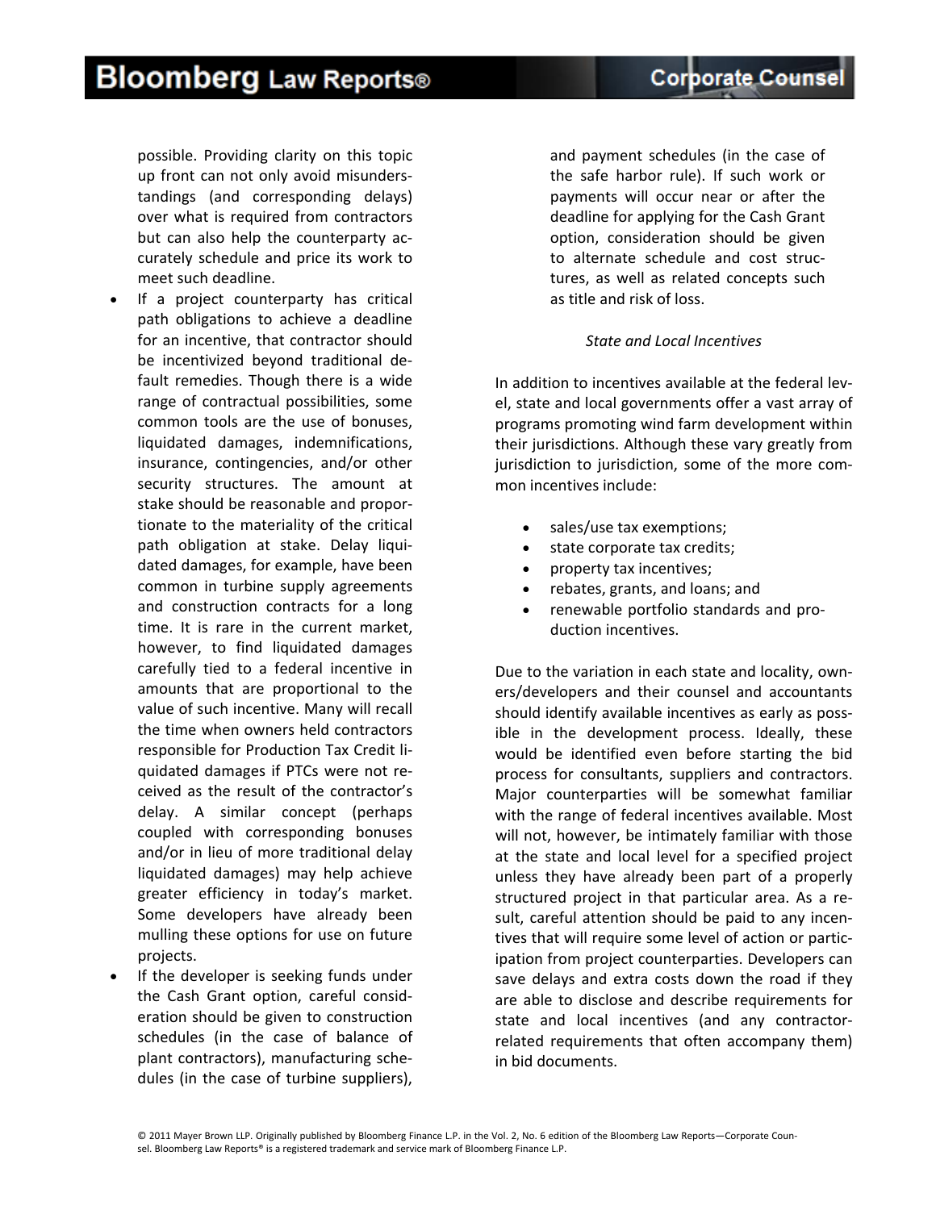possible. Providing clarity on this topic up front can not only avoid misunderstandings (and corresponding delays) over what is required from contractors but can also help the counterparty accurately schedule and price its work to meet such deadline.

- If a project counterparty has critical path obligations to achieve a deadline for an incentive, that contractor should be incentivized beyond traditional default remedies. Though there is a wide range of contractual possibilities, some common tools are the use of bonuses, liquidated damages, indemnifications, insurance, contingencies, and/or other security structures. The amount at stake should be reasonable and proportionate to the materiality of the critical path obligation at stake. Delay liquidated damages, for example, have been common in turbine supply agreements and construction contracts for a long time. It is rare in the current market, however, to find liquidated damages carefully tied to a federal incentive in amounts that are proportional to the value of such incentive. Many will recall the time when owners held contractors responsible for Production Tax Credit liquidated damages if PTCs were not received as the result of the contractor's delay. A similar concept (perhaps coupled with corresponding bonuses and/or in lieu of more traditional delay liquidated damages) may help achieve greater efficiency in today's market. Some developers have already been mulling these options for use on future projects.
- If the developer is seeking funds under the Cash Grant option, careful consideration should be given to construction schedules (in the case of balance of plant contractors), manufacturing schedules (in the case of turbine suppliers), and payment schedules (in the case of the safe harbor rule). If such work or payments will occur near or after the deadline for applying for the Cash Grant option, consideration should be given to alternate schedule and cost structures, as well as related concepts such as title and risk of loss.

*State and Local Incentives*

In addition to incentives available at the federal level, state and local governments offer a vast array of programs promoting wind farm development within their jurisdictions. Although these vary greatly from jurisdiction to jurisdiction, some of the more common incentives include:

- sales/use tax exemptions;
- state corporate tax credits;
- property tax incentives;
- rebates, grants, and loans; and
- renewable portfolio standards and production incentives.

Due to the variation in each state and locality, owners/developers and their counsel and accountants should identify available incentives as early as possible in the development process. Ideally, these would be identified even before starting the bid process for consultants, suppliers and contractors. Major counterparties will be somewhat familiar with the range of federal incentives available. Most will not, however, be intimately familiar with those at the state and local level for a specified project unless they have already been part of a properly structured project in that particular area. As a result, careful attention should be paid to any incentives that will require some level of action or participation from project counterparties. Developers can save delays and extra costs down the road if they are able to disclose and describe requirements for state and local incentives (and any contractor-related requirements that often accompany them) in bid documents.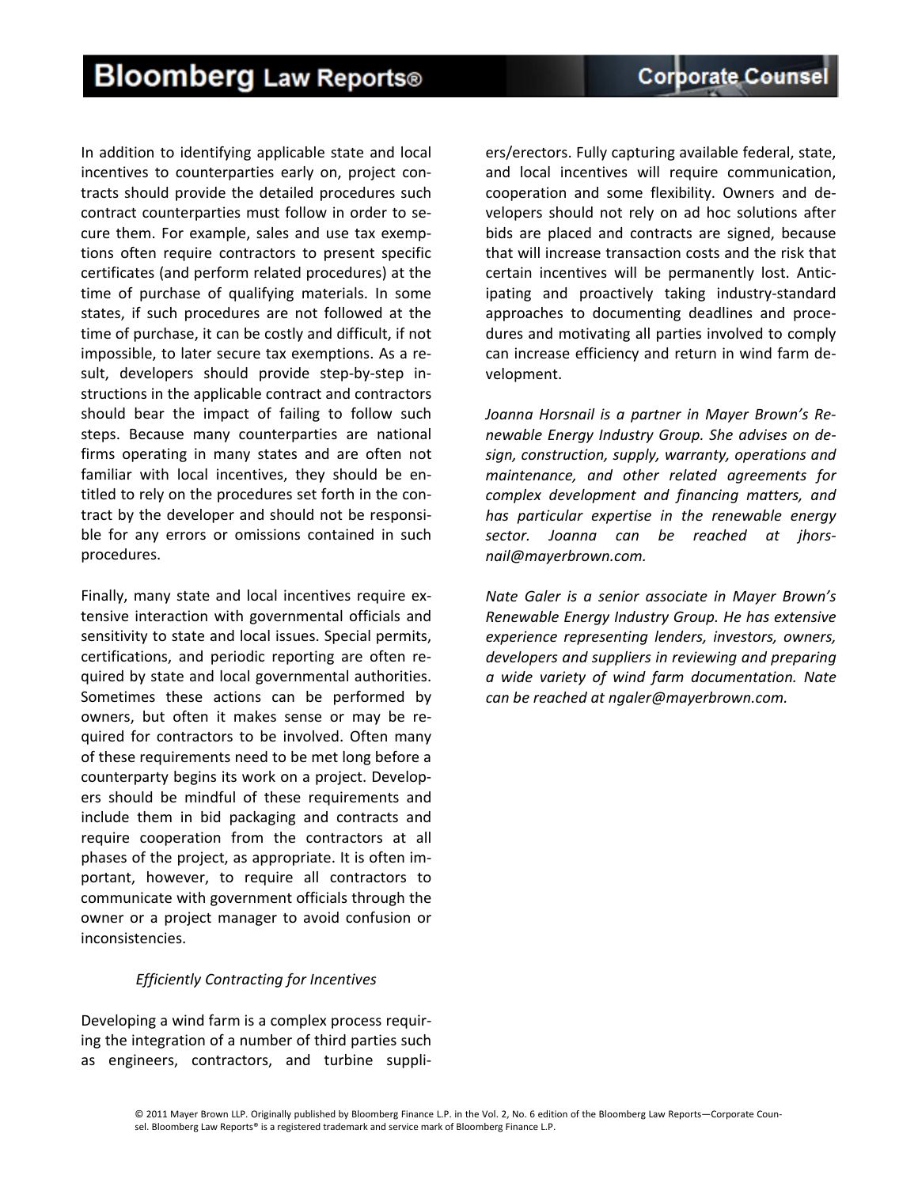In addition to identifying applicable state and local incentives to counterparties early on, project contracts should provide the detailed procedures such contract counterparties must follow in order to secure them. For example, sales and use tax exemptions often require contractors to present specific certificates (and perform related procedures) at the time of purchase of qualifying materials. In some states, if such procedures are not followed at the time of purchase, it can be costly and difficult, if not impossible, to later secure tax exemptions. As a result, developers should provide step-by-step instructions in the applicable contract and contractors should bear the impact of failing to follow such steps. Because many counterparties are national firms operating in many states and are often not familiar with local incentives, they should be entitled to rely on the procedures set forth in the contract by the developer and should not be responsible for any errors or omissions contained in such procedures.

Finally, many state and local incentives require extensive interaction with governmental officials and sensitivity to state and local issues. Special permits, certifications, and periodic reporting are often required by state and local governmental authorities. Sometimes these actions can be performed by owners, but often it makes sense or may be required for contractors to be involved. Often many of these requirements need to be met long before a counterparty begins its work on a project. Developers should be mindful of these requirements and include them in bid packaging and contracts and require cooperation from the contractors at all phases of the project, as appropriate. It is often important, however, to require all contractors to communicate with government officials through the owner or a project manager to avoid confusion or inconsistencies.

*Efficiently Contracting for Incentives*

Developing a wind farm is a complex process requiring the integration of a number of third parties such as engineers, contractors, and turbine suppliers/erectors. Fully capturing available federal, state, and local incentives will require communication, cooperation and some flexibility. Owners and developers should not rely on ad hoc solutions after bids are placed and contracts are signed, because that will increase transaction costs and the risk that certain incentives will be permanently lost. Anticipating and proactively taking industry-standard approaches to documenting deadlines and procedures and motivating all parties involved to comply can increase efficiency and return in wind farm development.

*Joanna Horsnail is a partner in Mayer Brown's Renewable Energy Industry Group. She advises on design, construction, supply, warranty, operations and maintenance, and other related agreements for complex development and financing matters, and has particular expertise in the renewable energy sector. Joanna can be reached at jhorsnail@mayerbrown.com.*

*Nate Galer is a senior associate in Mayer Brown's Renewable Energy Industry Group. He has extensive experience representing lenders, investors, owners, developers and suppliers in reviewing and preparing a wide variety of wind farm documentation. Nate can be reached at ngaler@mayerbrown.com.*

© 2011 Mayer Brown LLP. Originally published by Bloomberg Finance L.P. in the Vol. 2, No. 6 edition of the Bloomberg Law Reports—Corporate Counsel. Bloomberg Law Reports® is a registered trademark and service mark of Bloomberg Finance L.P.